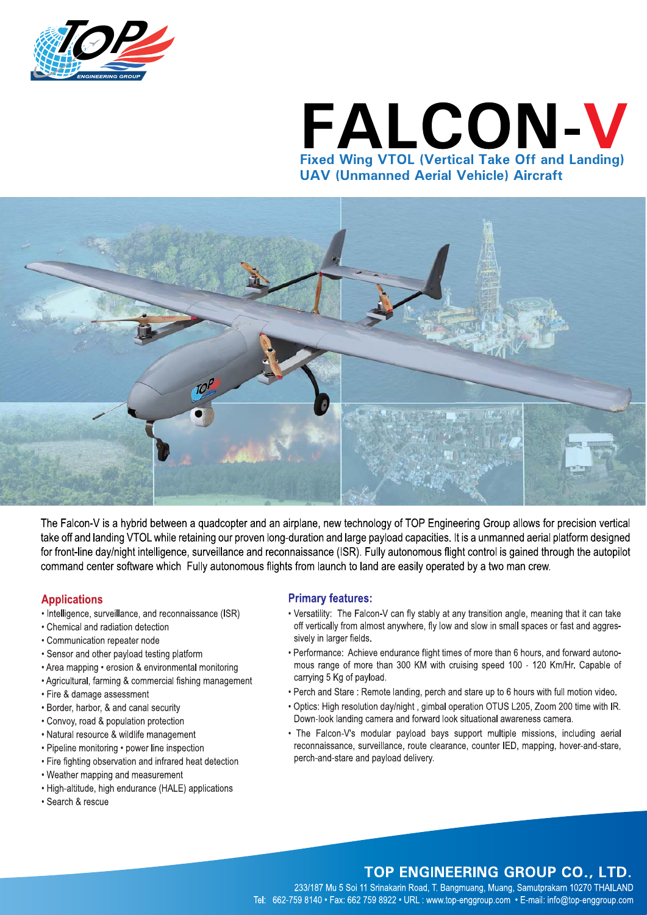# FALCON-V

**Fixed Wing VTOL (Vertical Take Off and Landing) UAV (Unmanned Aerial Vehicle) Aircraft**

The Falcon-V is a hybrid between a quadcopter and an airplane, new technology of TOP Engineering Group allows for precision vertical take off and landing VTOL while retaining our proven long-duration and large payload capacities. It is a unmanned aerial platform designed for front-line day/night intelligence, surveillance and reconnaissance (ISR). Fully autonomous flight control is gained through the autopilot command center software which  Fully autonomous flights from launch to land are easily operated by a two man crew.

## Applications

- Intelligence, surveillance, and reconnaissance (ISR)
- Chemical and radiation detection
- Communication repeater node
- Sensor and other payload testing platform
- Area mapping • erosion & environmental monitoring
- Agricultural, farming & commercial fishing management
- Fire & damage assessment
- Border, harbor, & and canal security
- Convoy, road & population protection
- Natural resource & wildlife management
- Pipeline monitoring • power line inspection
- Fire fighting observation and infrared heat detection
- Weather mapping and measurement
- High-altitude, high endurance (HALE) applications
- Search & rescue

## Primary features:

- Versatility:  The Falcon-V can fly stably at any transition angle, meaning that it can take off vertically from almost anywhere, fly low and slow in small spaces or fast and aggressively in larger fields.
- Performance:  Achieve endurance flight times of more than 6 hours, and forward autonomous range of more than 300 KM with cruising speed 100 - 120 Km/Hr. Capable of carrying 5 Kg of payload.
- Perch and Stare : Remote landing, perch and stare up to 6 hours with full motion video.
- Optics: High resolution day/night , gimbal operation OTUS L205, Zoom 200 time with IR. Down-look landing camera and forward look situational awareness camera.
- The Falcon-V's modular payload bays support multiple missions, including aerial reconnaissance, surveillance, route clearance, counter IED, mapping, hover-and-stare, perch-and-stare and payload delivery.

**TOP ENGINEERING GROUP CO., LTD.**

233/187 Mu 5 Soi 11 Srinakarin Road, T. Bangmuang, Muang, Samutprakarn 10270 THAILAND

Tel: 662-759 8140 • Fax: 662 759 8922 • URL : www.top-enggroup.com • E-mail: info@top-enggroup.com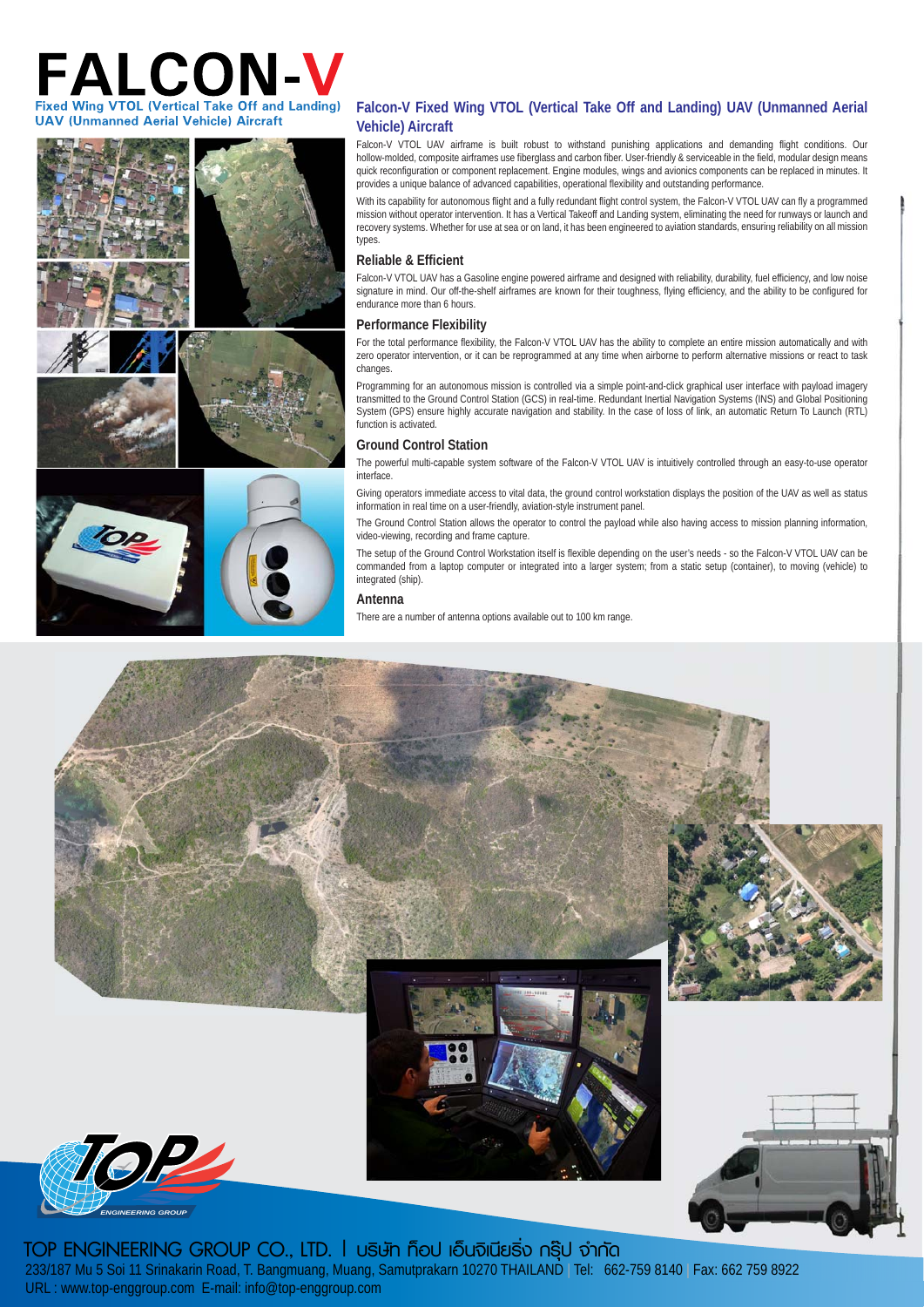# FALCON-V

Fixed Wing VTOL (Vertical Take Off and Landing) UAV (Unmanned Aerial Vehicle) Aircraft

## Falcon-V Fixed Wing VTOL (Vertical Take Off and Landing) UAV (Unmanned Aerial Vehicle) Aircraft

Falcon-V VTOL UAV airframe is built robust to withstand punishing applications and demanding flight conditions. Our hollow-molded, composite airframes use fiberglass and carbon fiber. User-friendly & serviceable in the field, modular design means quick reconfiguration or component replacement. Engine modules, wings and avionics components can be replaced in minutes. It provides a unique balance of advanced capabilities, operational flexibility and outstanding performance.

With its capability for autonomous flight and a fully redundant flight control system, the Falcon-V VTOL UAV can fly a programmed mission without operator intervention. It has a Vertical Takeoff and Landing system, eliminating the need for runways or launch and recovery systems. Whether for use at sea or on land, it has been engineered to aviation standards, ensuring reliability on all mission types.

### Reliable & Efficient

Falcon-V VTOL UAV has a Gasoline engine powered airframe and designed with reliability, durability, fuel efficiency, and low noise signature in mind. Our off-the-shelf airframes are known for their toughness, flying efficiency, and the ability to be configured for endurance more than 6 hours.

### Performance Flexibility

For the total performance flexibility, the Falcon-V VTOL UAV has the ability to complete an entire mission automatically and with zero operator intervention, or it can be reprogrammed at any time when airborne to perform alternative missions or react to task changes.

Programming for an autonomous mission is controlled via a simple point-and-click graphical user interface with payload imagery transmitted to the Ground Control Station (GCS) in real-time. Redundant Inertial Navigation Systems (INS) and Global Positioning System (GPS) ensure highly accurate navigation and stability. In the case of loss of link, an automatic Return To Launch (RTL) function is activated.

### Ground Control Station

The powerful multi-capable system software of the Falcon-V VTOL UAV is intuitively controlled through an easy-to-use operator interface.

Giving operators immediate access to vital data, the ground control workstation displays the position of the UAV as well as status information in real time on a user-friendly, aviation-style instrument panel.

The Ground Control Station allows the operator to control the payload while also having access to mission planning information, video-viewing, recording and frame capture.

The setup of the Ground Control Workstation itself is flexible depending on the user's needs - so the Falcon-V VTOL UAV can be commanded from a laptop computer or integrated into a larger system; from a static setup (container), to moving (vehicle) to integrated (ship).

### Antenna

There are a number of antenna options available out to 100 km range.

TOP ENGINEERING GROUP CO., LTD. | บริษัท ท็อป เอ็นจิเนียริ่ง กรุ๊ป จำกัด

233/187 Mu 5 Soi 11 Srinakarin Road, T. Bangmuang, Muang, Samutprakarn 10270 THAILAND | Tel: 662-759 8140 | Fax: 662 759 8922

URL : www.top-enggroup.com E-mail: info@top-enggroup.com